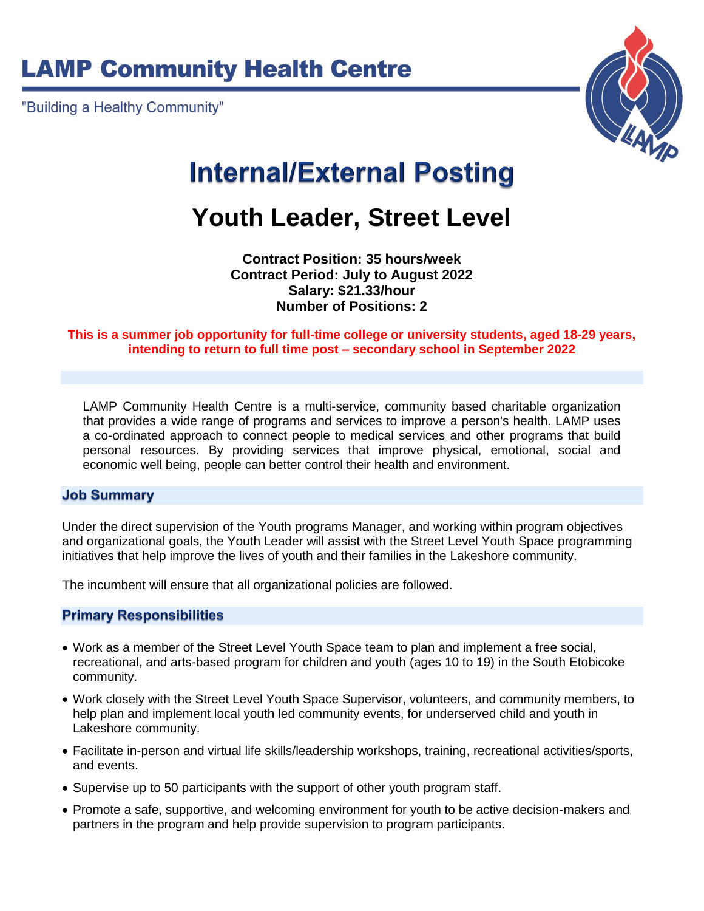# LAMP Community Health Centre

"Building a Healthy Community"

# Internal/External Posting

## Youth Leader, Street Level

**Contract Position: 35 hours/week**
**Contract Period: July to August 2022**
**Salary: $21.33/hour**
**Number of Positions: 2**

**This is a summer job opportunity for full-time college or university students, aged 18-29 years, intending to return to full time post – secondary school in September 2022**

LAMP Community Health Centre is a multi-service, community based charitable organization that provides a wide range of programs and services to improve a person's health. LAMP uses a co-ordinated approach to connect people to medical services and other programs that build personal resources. By providing services that improve physical, emotional, social and economic well being, people can better control their health and environment.

### Job Summary

Under the direct supervision of the Youth programs Manager, and working within program objectives and organizational goals, the Youth Leader will assist with the Street Level Youth Space programming initiatives that help improve the lives of youth and their families in the Lakeshore community.

The incumbent will ensure that all organizational policies are followed.

### Primary Responsibilities

- Work as a member of the Street Level Youth Space team to plan and implement a free social, recreational, and arts-based program for children and youth (ages 10 to 19) in the South Etobicoke community.
- Work closely with the Street Level Youth Space Supervisor, volunteers, and community members, to help plan and implement local youth led community events, for underserved child and youth in Lakeshore community.
- Facilitate in-person and virtual life skills/leadership workshops, training, recreational activities/sports, and events.
- Supervise up to 50 participants with the support of other youth program staff.
- Promote a safe, supportive, and welcoming environment for youth to be active decision-makers and partners in the program and help provide supervision to program participants.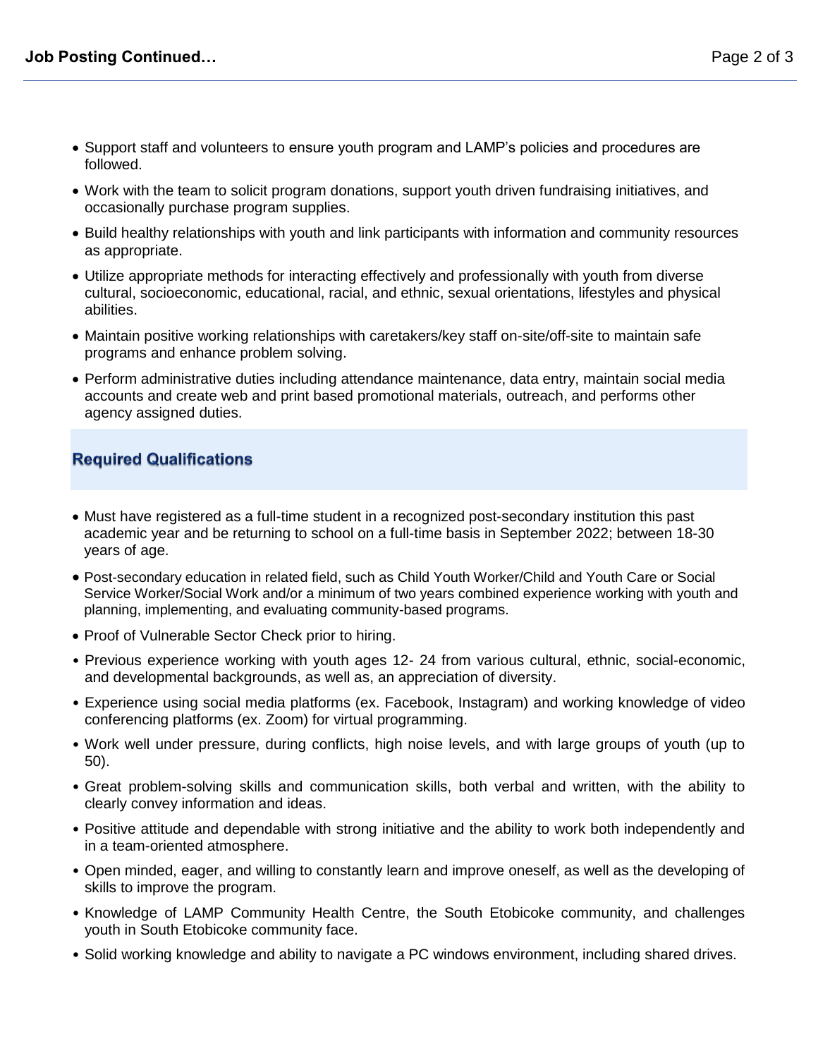- Support staff and volunteers to ensure youth program and LAMP's policies and procedures are followed.
- Work with the team to solicit program donations, support youth driven fundraising initiatives, and occasionally purchase program supplies.
- Build healthy relationships with youth and link participants with information and community resources as appropriate.
- Utilize appropriate methods for interacting effectively and professionally with youth from diverse cultural, socioeconomic, educational, racial, and ethnic, sexual orientations, lifestyles and physical abilities.
- Maintain positive working relationships with caretakers/key staff on-site/off-site to maintain safe programs and enhance problem solving.
- Perform administrative duties including attendance maintenance, data entry, maintain social media accounts and create web and print based promotional materials, outreach, and performs other agency assigned duties.

## Required Qualifications

- Must have registered as a full-time student in a recognized post-secondary institution this past academic year and be returning to school on a full-time basis in September 2022; between 18-30 years of age.
- Post-secondary education in related field, such as Child Youth Worker/Child and Youth Care or Social Service Worker/Social Work and/or a minimum of two years combined experience working with youth and planning, implementing, and evaluating community-based programs.
- Proof of Vulnerable Sector Check prior to hiring.
- Previous experience working with youth ages 12- 24 from various cultural, ethnic, social-economic, and developmental backgrounds, as well as, an appreciation of diversity.
- Experience using social media platforms (ex. Facebook, Instagram) and working knowledge of video conferencing platforms (ex. Zoom) for virtual programming.
- Work well under pressure, during conflicts, high noise levels, and with large groups of youth (up to 50).
- Great problem-solving skills and communication skills, both verbal and written, with the ability to clearly convey information and ideas.
- Positive attitude and dependable with strong initiative and the ability to work both independently and in a team-oriented atmosphere.
- Open minded, eager, and willing to constantly learn and improve oneself, as well as the developing of skills to improve the program.
- Knowledge of LAMP Community Health Centre, the South Etobicoke community, and challenges youth in South Etobicoke community face.
- Solid working knowledge and ability to navigate a PC windows environment, including shared drives.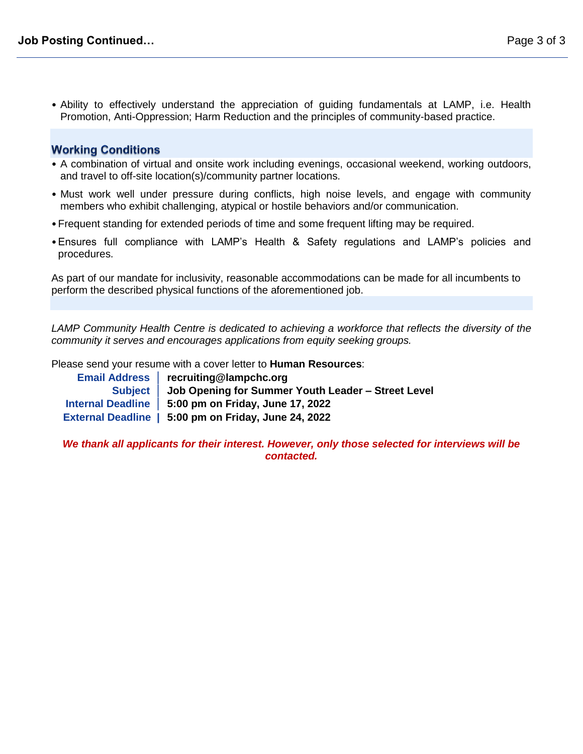- Ability to effectively understand the appreciation of guiding fundamentals at LAMP, i.e. Health Promotion, Anti-Oppression; Harm Reduction and the principles of community-based practice.

## Working Conditions

- A combination of virtual and onsite work including evenings, occasional weekend, working outdoors, and travel to off-site location(s)/community partner locations.
- Must work well under pressure during conflicts, high noise levels, and engage with community members who exhibit challenging, atypical or hostile behaviors and/or communication.
- Frequent standing for extended periods of time and some frequent lifting may be required.
- Ensures full compliance with LAMP's Health & Safety regulations and LAMP's policies and procedures.

As part of our mandate for inclusivity, reasonable accommodations can be made for all incumbents to perform the described physical functions of the aforementioned job.

*LAMP Community Health Centre is dedicated to achieving a workforce that reflects the diversity of the community it serves and encourages applications from equity seeking groups.*

Please send your resume with a cover letter to **Human Resources**:

| | |
|---|---|
| **Email Address** | **recruiting@lampchc.org** |
| **Subject** | **Job Opening for Summer Youth Leader – Street Level** |
| **Internal Deadline** | **5:00 pm on Friday, June 17, 2022** |
| **External Deadline** | **5:00 pm on Friday, June 24, 2022** |

***We thank all applicants for their interest. However, only those selected for interviews will be contacted.***